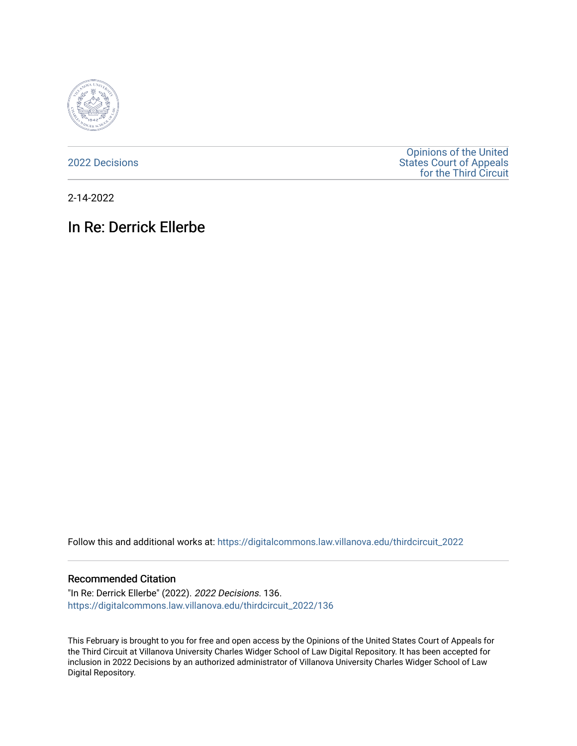2022 Decisions

Opinions of the United States Court of Appeals for the Third Circuit

2-14-2022

# In Re: Derrick Ellerbe

Follow this and additional works at: https://digitalcommons.law.villanova.edu/thirdcircuit_2022

## Recommended Citation

"In Re: Derrick Ellerbe" (2022). *2022 Decisions*. 136.
https://digitalcommons.law.villanova.edu/thirdcircuit_2022/136

This February is brought to you for free and open access by the Opinions of the United States Court of Appeals for the Third Circuit at Villanova University Charles Widger School of Law Digital Repository. It has been accepted for inclusion in 2022 Decisions by an authorized administrator of Villanova University Charles Widger School of Law Digital Repository.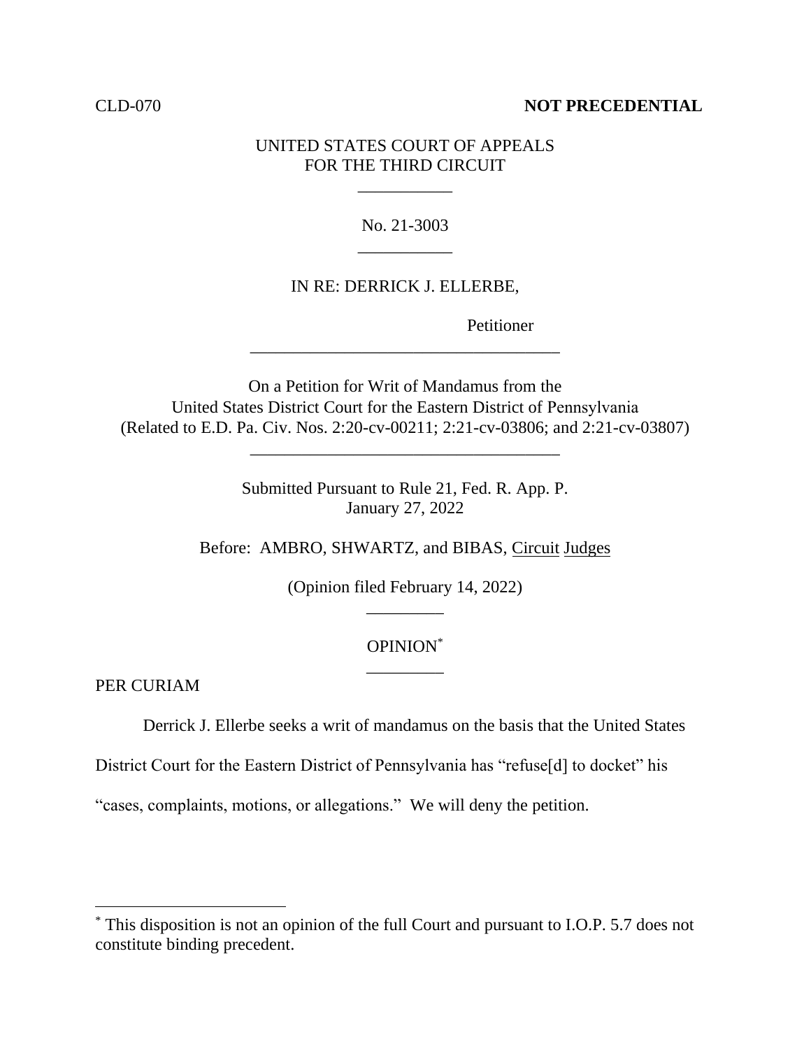CLD-070 **NOT PRECEDENTIAL**

UNITED STATES COURT OF APPEALS
FOR THE THIRD CIRCUIT

No. 21-3003

IN RE: DERRICK J. ELLERBE,

Petitioner

On a Petition for Writ of Mandamus from the
United States District Court for the Eastern District of Pennsylvania
(Related to E.D. Pa. Civ. Nos. 2:20-cv-00211; 2:21-cv-03806; and 2:21-cv-03807)

Submitted Pursuant to Rule 21, Fed. R. App. P.
January 27, 2022

Before: AMBRO, SHWARTZ, and BIBAS, Circuit Judges

(Opinion filed February 14, 2022)

OPINION[*]

PER CURIAM

Derrick J. Ellerbe seeks a writ of mandamus on the basis that the United States District Court for the Eastern District of Pennsylvania has "refuse[d] to docket" his "cases, complaints, motions, or allegations." We will deny the petition.

[*] This disposition is not an opinion of the full Court and pursuant to I.O.P. 5.7 does not constitute binding precedent.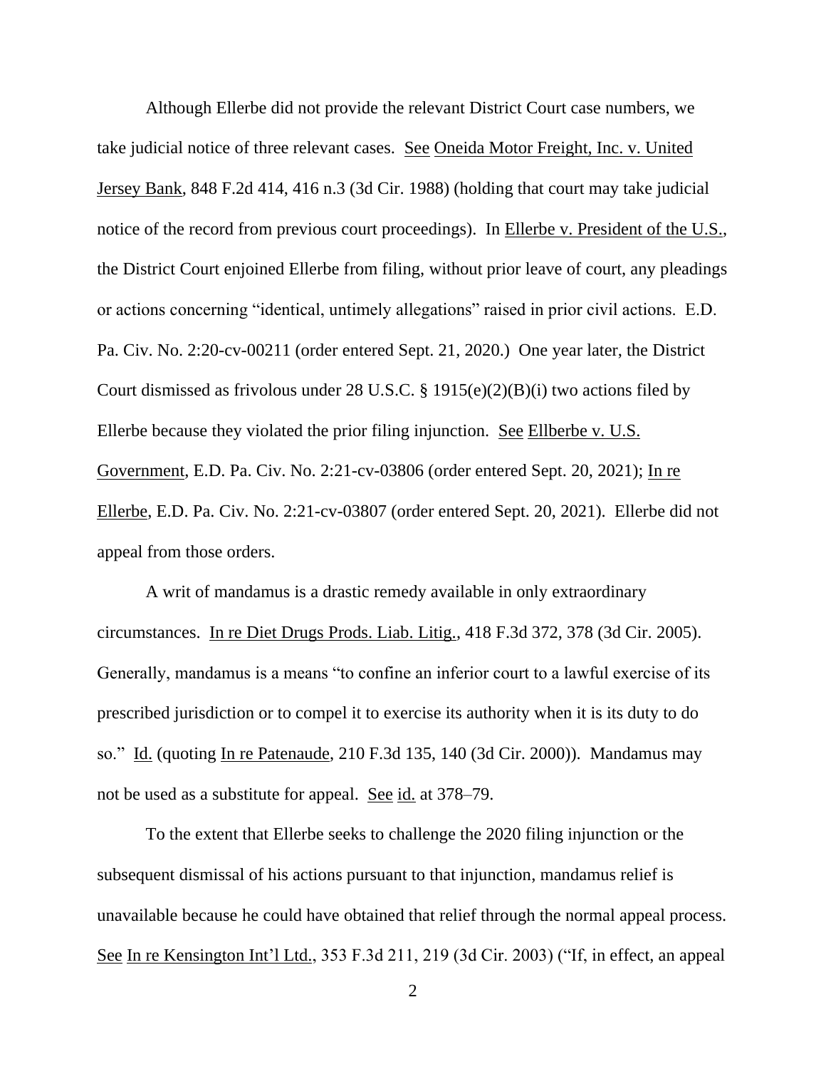Although Ellerbe did not provide the relevant District Court case numbers, we take judicial notice of three relevant cases. See Oneida Motor Freight, Inc. v. United Jersey Bank, 848 F.2d 414, 416 n.3 (3d Cir. 1988) (holding that court may take judicial notice of the record from previous court proceedings). In Ellerbe v. President of the U.S., the District Court enjoined Ellerbe from filing, without prior leave of court, any pleadings or actions concerning "identical, untimely allegations" raised in prior civil actions. E.D. Pa. Civ. No. 2:20-cv-00211 (order entered Sept. 21, 2020.) One year later, the District Court dismissed as frivolous under 28 U.S.C. § 1915(e)(2)(B)(i) two actions filed by Ellerbe because they violated the prior filing injunction. See Ellberbe v. U.S. Government, E.D. Pa. Civ. No. 2:21-cv-03806 (order entered Sept. 20, 2021); In re Ellerbe, E.D. Pa. Civ. No. 2:21-cv-03807 (order entered Sept. 20, 2021). Ellerbe did not appeal from those orders.

A writ of mandamus is a drastic remedy available in only extraordinary circumstances. In re Diet Drugs Prods. Liab. Litig., 418 F.3d 372, 378 (3d Cir. 2005). Generally, mandamus is a means "to confine an inferior court to a lawful exercise of its prescribed jurisdiction or to compel it to exercise its authority when it is its duty to do so." Id. (quoting In re Patenaude, 210 F.3d 135, 140 (3d Cir. 2000)). Mandamus may not be used as a substitute for appeal. See id. at 378–79.

To the extent that Ellerbe seeks to challenge the 2020 filing injunction or the subsequent dismissal of his actions pursuant to that injunction, mandamus relief is unavailable because he could have obtained that relief through the normal appeal process. See In re Kensington Int'l Ltd., 353 F.3d 211, 219 (3d Cir. 2003) ("If, in effect, an appeal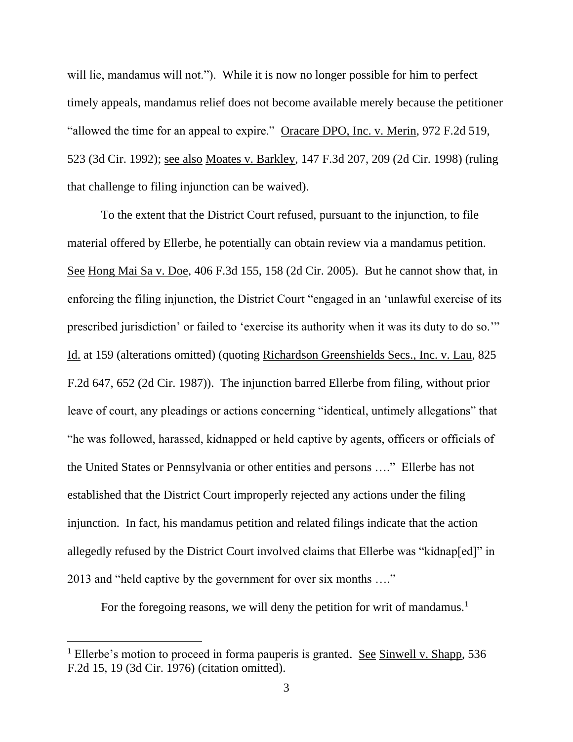will lie, mandamus will not."). While it is now no longer possible for him to perfect timely appeals, mandamus relief does not become available merely because the petitioner "allowed the time for an appeal to expire." Oracare DPO, Inc. v. Merin, 972 F.2d 519, 523 (3d Cir. 1992); see also Moates v. Barkley, 147 F.3d 207, 209 (2d Cir. 1998) (ruling that challenge to filing injunction can be waived).

To the extent that the District Court refused, pursuant to the injunction, to file material offered by Ellerbe, he potentially can obtain review via a mandamus petition. See Hong Mai Sa v. Doe, 406 F.3d 155, 158 (2d Cir. 2005). But he cannot show that, in enforcing the filing injunction, the District Court "engaged in an 'unlawful exercise of its prescribed jurisdiction' or failed to 'exercise its authority when it was its duty to do so.'" Id. at 159 (alterations omitted) (quoting Richardson Greenshields Secs., Inc. v. Lau, 825 F.2d 647, 652 (2d Cir. 1987)). The injunction barred Ellerbe from filing, without prior leave of court, any pleadings or actions concerning "identical, untimely allegations" that "he was followed, harassed, kidnapped or held captive by agents, officers or officials of the United States or Pennsylvania or other entities and persons …." Ellerbe has not established that the District Court improperly rejected any actions under the filing injunction. In fact, his mandamus petition and related filings indicate that the action allegedly refused by the District Court involved claims that Ellerbe was "kidnap[ed]" in 2013 and "held captive by the government for over six months …."

For the foregoing reasons, we will deny the petition for writ of mandamus.[1]

[1] Ellerbe's motion to proceed in forma pauperis is granted. See Sinwell v. Shapp, 536 F.2d 15, 19 (3d Cir. 1976) (citation omitted).